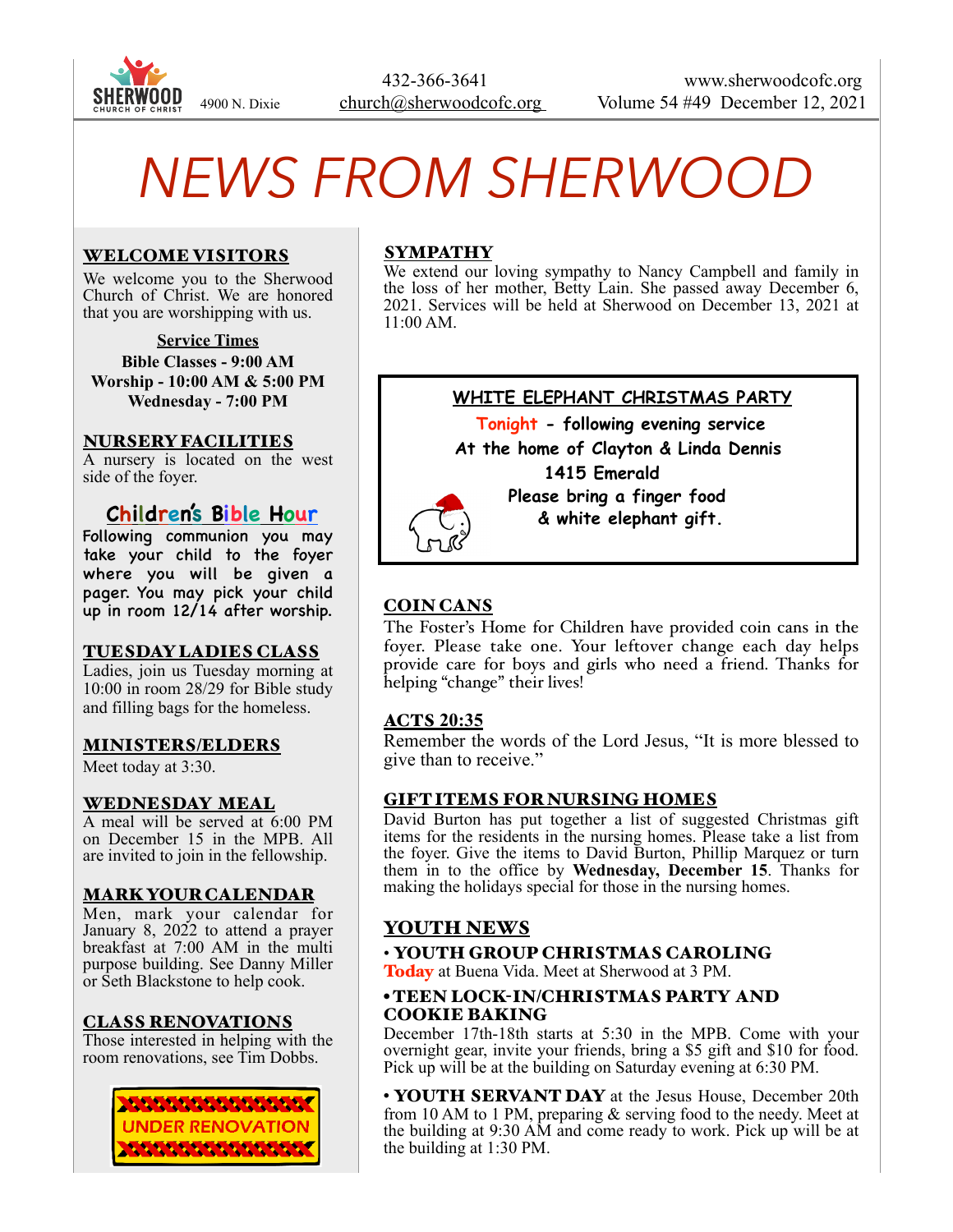4900 N. Dixie

432-366-3641
church@sherwoodcofc.org

www.sherwoodcofc.org
Volume 54 #49 December 12, 2021

# NEWS FROM SHERWOOD

## WELCOME VISITORS

We welcome you to the Sherwood Church of Christ. We are honored that you are worshipping with us.

**Service Times**
**Bible Classes - 9:00 AM**
**Worship - 10:00 AM & 5:00 PM**
**Wednesday - 7:00 PM**

## NURSERY FACILITIES

A nursery is located on the west side of the foyer.

## Children's Bible Hour

Following communion you may take your child to the foyer where you will be given a pager. You may pick your child up in room 12/14 after worship.

## TUESDAY LADIES CLASS

Ladies, join us Tuesday morning at 10:00 in room 28/29 for Bible study and filling bags for the homeless.

## MINISTERS/ELDERS

Meet today at 3:30.

## WEDNESDAY MEAL

A meal will be served at 6:00 PM on December 15 in the MPB. All are invited to join in the fellowship.

## MARK YOUR CALENDAR

Men, mark your calendar for January 8, 2022 to attend a prayer breakfast at 7:00 AM in the multi purpose building. See Danny Miller or Seth Blackstone to help cook.

## CLASS RENOVATIONS

Those interested in helping with the room renovations, see Tim Dobbs.

UNDER RENOVATION

## SYMPATHY

We extend our loving sympathy to Nancy Campbell and family in the loss of her mother, Betty Lain. She passed away December 6, 2021. Services will be held at Sherwood on December 13, 2021 at 11:00 AM.

## WHITE ELEPHANT CHRISTMAS PARTY

**Tonight - following evening service**
**At the home of Clayton & Linda Dennis**
**1415 Emerald**
**Please bring a finger food**
**& white elephant gift.**

## COIN CANS

The Foster's Home for Children have provided coin cans in the foyer. Please take one. Your leftover change each day helps provide care for boys and girls who need a friend. Thanks for helping "change" their lives!

## ACTS 20:35

Remember the words of the Lord Jesus, "It is more blessed to give than to receive."

## GIFT ITEMS FOR NURSING HOMES

David Burton has put together a list of suggested Christmas gift items for the residents in the nursing homes. Please take a list from the foyer. Give the items to David Burton, Phillip Marquez or turn them in to the office by **Wednesday, December 15**. Thanks for making the holidays special for those in the nursing homes.

## YOUTH NEWS

• **YOUTH GROUP CHRISTMAS CAROLING**
**Today** at Buena Vida. Meet at Sherwood at 3 PM.

• **TEEN LOCK-IN/CHRISTMAS PARTY AND COOKIE BAKING**
December 17th-18th starts at 5:30 in the MPB. Come with your overnight gear, invite your friends, bring a $5 gift and $10 for food. Pick up will be at the building on Saturday evening at 6:30 PM.

• **YOUTH SERVANT DAY** at the Jesus House, December 20th from 10 AM to 1 PM, preparing & serving food to the needy. Meet at the building at 9:30 AM and come ready to work. Pick up will be at the building at 1:30 PM.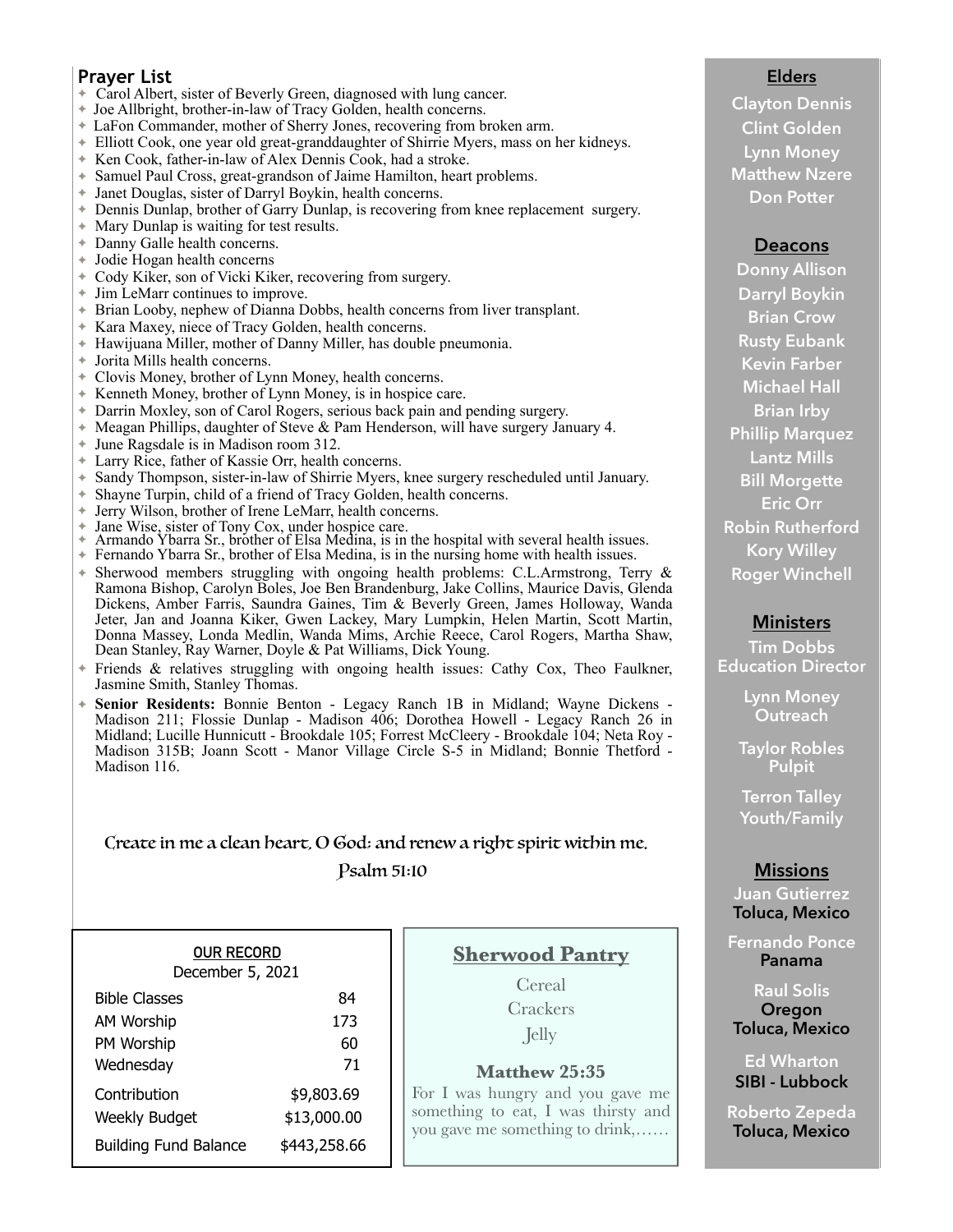## Prayer List

- Carol Albert, sister of Beverly Green, diagnosed with lung cancer.
- Joe Allbright, brother-in-law of Tracy Golden, health concerns.
- LaFon Commander, mother of Sherry Jones, recovering from broken arm.
- Elliott Cook, one year old great-granddaughter of Shirrie Myers, mass on her kidneys.
- Ken Cook, father-in-law of Alex Dennis Cook, had a stroke.
- Samuel Paul Cross, great-grandson of Jaime Hamilton, heart problems.
- Janet Douglas, sister of Darryl Boykin, health concerns.
- Dennis Dunlap, brother of Garry Dunlap, is recovering from knee replacement surgery.
- Mary Dunlap is waiting for test results.
- Danny Galle health concerns.
- Jodie Hogan health concerns
- Cody Kiker, son of Vicki Kiker, recovering from surgery.
- Jim LeMarr continues to improve.
- Brian Looby, nephew of Dianna Dobbs, health concerns from liver transplant.
- Kara Maxey, niece of Tracy Golden, health concerns.
- Hawijuana Miller, mother of Danny Miller, has double pneumonia.
- Jorita Mills health concerns.
- Clovis Money, brother of Lynn Money, health concerns.
- Kenneth Money, brother of Lynn Money, is in hospice care.
- Darrin Moxley, son of Carol Rogers, serious back pain and pending surgery.
- Meagan Phillips, daughter of Steve & Pam Henderson, will have surgery January 4.
- June Ragsdale is in Madison room 312.
- Larry Rice, father of Kassie Orr, health concerns.
- Sandy Thompson, sister-in-law of Shirrie Myers, knee surgery rescheduled until January.
- Shayne Turpin, child of a friend of Tracy Golden, health concerns.
- Jerry Wilson, brother of Irene LeMarr, health concerns.
- Jane Wise, sister of Tony Cox, under hospice care.
- Armando Ybarra Sr., brother of Elsa Medina, is in the hospital with several health issues.
- Fernando Ybarra Sr., brother of Elsa Medina, is in the nursing home with health issues.
- Sherwood members struggling with ongoing health problems: C.L.Armstrong, Terry & Ramona Bishop, Carolyn Boles, Joe Ben Brandenburg, Jake Collins, Maurice Davis, Glenda Dickens, Amber Farris, Saundra Gaines, Tim & Beverly Green, James Holloway, Wanda Jeter, Jan and Joanna Kiker, Gwen Lackey, Mary Lumpkin, Helen Martin, Scott Martin, Donna Massey, Londa Medlin, Wanda Mims, Archie Reece, Carol Rogers, Martha Shaw, Dean Stanley, Ray Warner, Doyle & Pat Williams, Dick Young.
- Friends & relatives struggling with ongoing health issues: Cathy Cox, Theo Faulkner, Jasmine Smith, Stanley Thomas.
- **Senior Residents:** Bonnie Benton - Legacy Ranch 1B in Midland; Wayne Dickens - Madison 211; Flossie Dunlap - Madison 406; Dorothea Howell - Legacy Ranch 26 in Midland; Lucille Hunnicutt - Brookdale 105; Forrest McCleery - Brookdale 104; Neta Roy - Madison 315B; Joann Scott - Manor Village Circle S-5 in Midland; Bonnie Thetford - Madison 116.

*Create in me a clean heart, O God; and renew a right spirit within me.*

*Psalm 51:10*

**OUR RECORD**
December 5, 2021

| | |
|---|---|
| Bible Classes | 84 |
| AM Worship | 173 |
| PM Worship | 60 |
| Wednesday | 71 |
| Contribution | $9,803.69 |
| Weekly Budget | $13,000.00 |
| Building Fund Balance | $443,258.66 |

## Sherwood Pantry

Cereal
Crackers
Jelly

**Matthew 25:35**

For I was hungry and you gave me something to eat, I was thirsty and you gave me something to drink,……

### Elders

Clayton Dennis
Clint Golden
Lynn Money
Matthew Nzere
Don Potter

### Deacons

Donny Allison
Darryl Boykin
Brian Crow
Rusty Eubank
Kevin Farber
Michael Hall
Brian Irby
Phillip Marquez
Lantz Mills
Bill Morgette
Eric Orr
Robin Rutherford
Kory Willey
Roger Winchell

### Ministers

Tim Dobbs
Education Director

Lynn Money
Outreach

Taylor Robles
Pulpit

Terron Talley
Youth/Family

### Missions

Juan Gutierrez
Toluca, Mexico

Fernando Ponce
Panama

Raul Solis
Oregon
Toluca, Mexico

Ed Wharton
SIBI - Lubbock

Roberto Zepeda
Toluca, Mexico